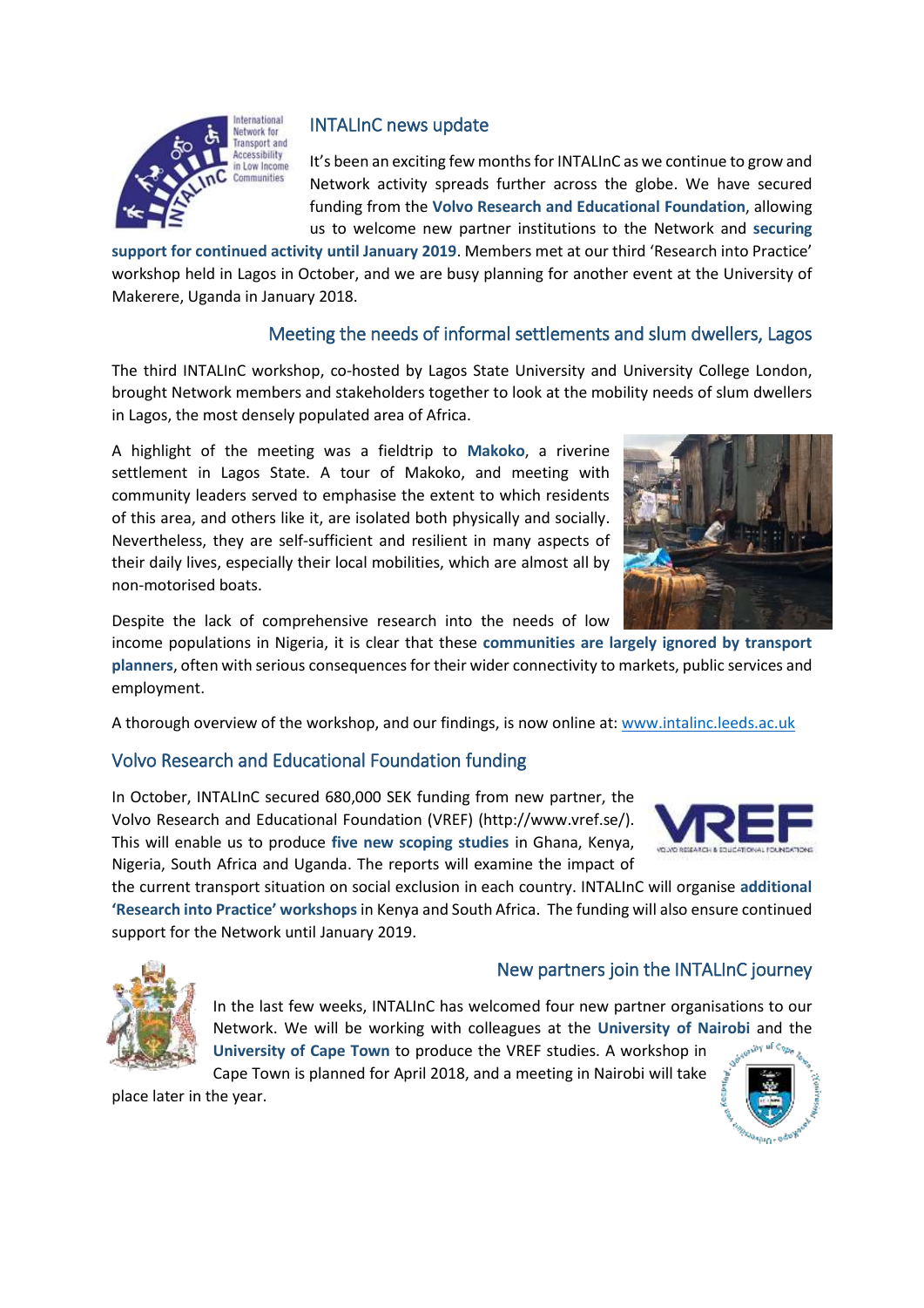## INTALInC news update

It's been an exciting few months for INTALInC as we continue to grow and Network activity spreads further across the globe. We have secured funding from the **Volvo Research and Educational Foundation**, allowing us to welcome new partner institutions to the Network and **securing support for continued activity until January 2019**. Members met at our third 'Research into Practice' workshop held in Lagos in October, and we are busy planning for another event at the University of Makerere, Uganda in January 2018.

## Meeting the needs of informal settlements and slum dwellers, Lagos

The third INTALInC workshop, co-hosted by Lagos State University and University College London, brought Network members and stakeholders together to look at the mobility needs of slum dwellers in Lagos, the most densely populated area of Africa.

A highlight of the meeting was a fieldtrip to **Makoko**, a riverine settlement in Lagos State. A tour of Makoko, and meeting with community leaders served to emphasise the extent to which residents of this area, and others like it, are isolated both physically and socially. Nevertheless, they are self-sufficient and resilient in many aspects of their daily lives, especially their local mobilities, which are almost all by non-motorised boats.

Despite the lack of comprehensive research into the needs of low income populations in Nigeria, it is clear that these **communities are largely ignored by transport planners**, often with serious consequences for their wider connectivity to markets, public services and employment.

A thorough overview of the workshop, and our findings, is now online at: www.intalinc.leeds.ac.uk

## Volvo Research and Educational Foundation funding

In October, INTALInC secured 680,000 SEK funding from new partner, the Volvo Research and Educational Foundation (VREF) (http://www.vref.se/). This will enable us to produce **five new scoping studies** in Ghana, Kenya, Nigeria, South Africa and Uganda. The reports will examine the impact of the current transport situation on social exclusion in each country. INTALInC will organise **additional 'Research into Practice' workshops** in Kenya and South Africa. The funding will also ensure continued support for the Network until January 2019.

## New partners join the INTALInC journey

In the last few weeks, INTALInC has welcomed four new partner organisations to our Network. We will be working with colleagues at the **University of Nairobi** and the **University of Cape Town** to produce the VREF studies. A workshop in Cape Town is planned for April 2018, and a meeting in Nairobi will take place later in the year.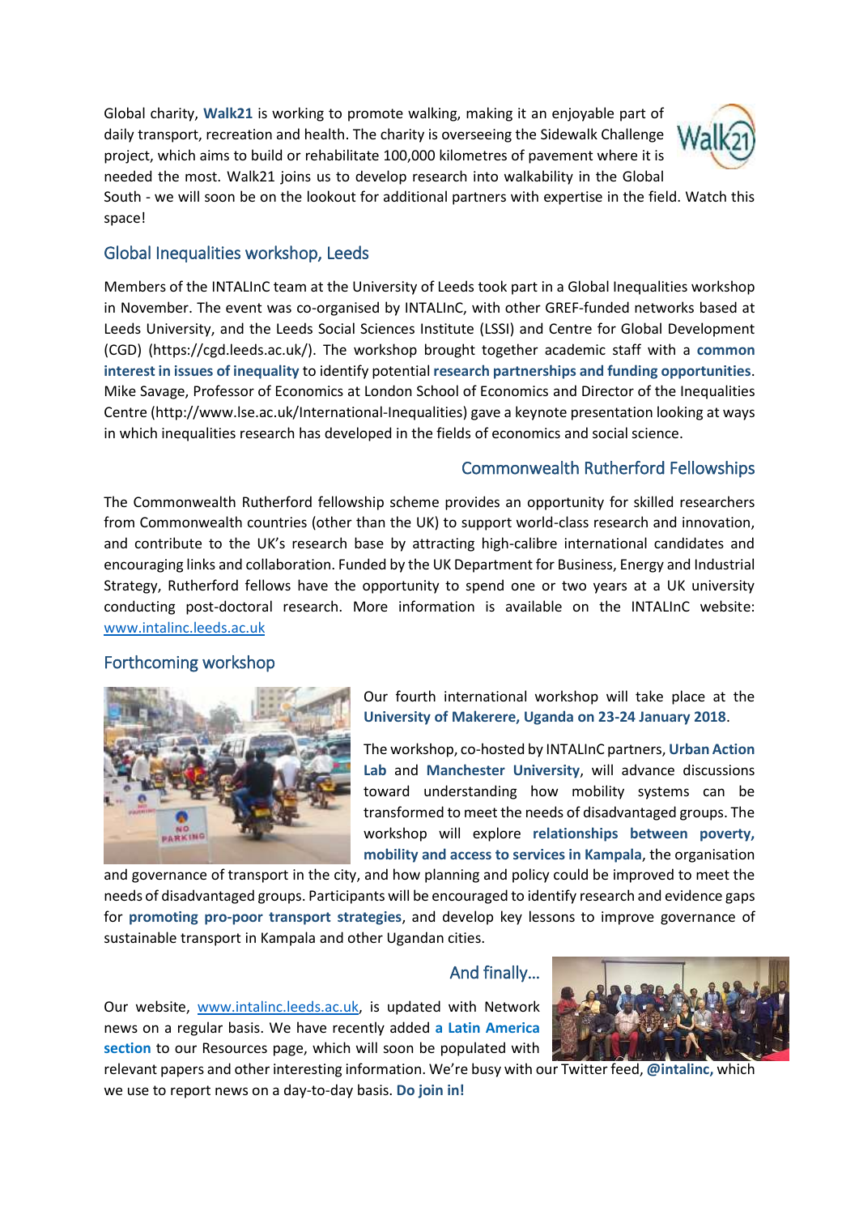Global charity, **Walk21** is working to promote walking, making it an enjoyable part of daily transport, recreation and health. The charity is overseeing the Sidewalk Challenge project, which aims to build or rehabilitate 100,000 kilometres of pavement where it is needed the most. Walk21 joins us to develop research into walkability in the Global South - we will soon be on the lookout for additional partners with expertise in the field. Watch this space!

## Global Inequalities workshop, Leeds

Members of the INTALInC team at the University of Leeds took part in a Global Inequalities workshop in November. The event was co-organised by INTALInC, with other GREF-funded networks based at Leeds University, and the Leeds Social Sciences Institute (LSSI) and Centre for Global Development (CGD) (https://cgd.leeds.ac.uk/). The workshop brought together academic staff with a **common interest in issues of inequality** to identify potential **research partnerships and funding opportunities**. Mike Savage, Professor of Economics at London School of Economics and Director of the Inequalities Centre (http://www.lse.ac.uk/International-Inequalities) gave a keynote presentation looking at ways in which inequalities research has developed in the fields of economics and social science.

## Commonwealth Rutherford Fellowships

The Commonwealth Rutherford fellowship scheme provides an opportunity for skilled researchers from Commonwealth countries (other than the UK) to support world-class research and innovation, and contribute to the UK's research base by attracting high-calibre international candidates and encouraging links and collaboration. Funded by the UK Department for Business, Energy and Industrial Strategy, Rutherford fellows have the opportunity to spend one or two years at a UK university conducting post-doctoral research. More information is available on the INTALInC website: www.intalinc.leeds.ac.uk

## Forthcoming workshop

Our fourth international workshop will take place at the **University of Makerere, Uganda on 23-24 January 2018**.

The workshop, co-hosted by INTALInC partners, **Urban Action Lab** and **Manchester University**, will advance discussions toward understanding how mobility systems can be transformed to meet the needs of disadvantaged groups. The workshop will explore **relationships between poverty, mobility and access to services in Kampala**, the organisation and governance of transport in the city, and how planning and policy could be improved to meet the needs of disadvantaged groups. Participants will be encouraged to identify research and evidence gaps for **promoting pro-poor transport strategies**, and develop key lessons to improve governance of sustainable transport in Kampala and other Ugandan cities.

## And finally…

Our website, www.intalinc.leeds.ac.uk, is updated with Network news on a regular basis. We have recently added **a Latin America section** to our Resources page, which will soon be populated with relevant papers and other interesting information. We're busy with our Twitter feed, **@intalinc,** which we use to report news on a day-to-day basis. **Do join in!**